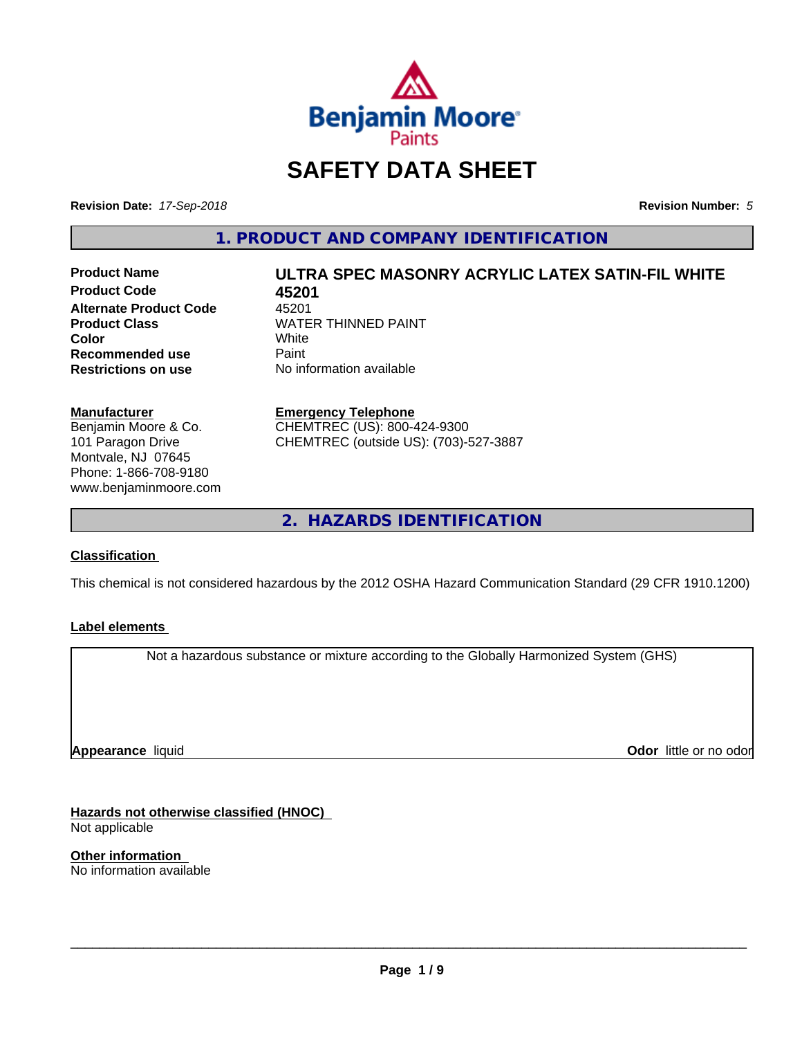# SAFETY DATA SHEET

**Revision Date:** *17-Sep-2018* **Revision Number:** *5*

## 1. PRODUCT AND COMPANY IDENTIFICATION

| | |
|---|---|
| **Product Name** | **ULTRA SPEC MASONRY ACRYLIC LATEX SATIN-FIL WHITE** |
| **Product Code** | **45201** |
| **Alternate Product Code** | 45201 |
| **Product Class** | WATER THINNED PAINT |
| **Color** | White |
| **Recommended use** | Paint |
| **Restrictions on use** | No information available |

**Manufacturer**
Benjamin Moore & Co.
101 Paragon Drive
Montvale, NJ 07645
Phone: 1-866-708-9180
www.benjaminmoore.com

**Emergency Telephone**
CHEMTREC (US): 800-424-9300
CHEMTREC (outside US): (703)-527-3887

## 2. HAZARDS IDENTIFICATION

**Classification**

This chemical is not considered hazardous by the 2012 OSHA Hazard Communication Standard (29 CFR 1910.1200)

**Label elements**

Not a hazardous substance or mixture according to the Globally Harmonized System (GHS)

**Appearance** liquid **Odor** little or no odor

**Hazards not otherwise classified (HNOC)**
Not applicable

**Other information**
No information available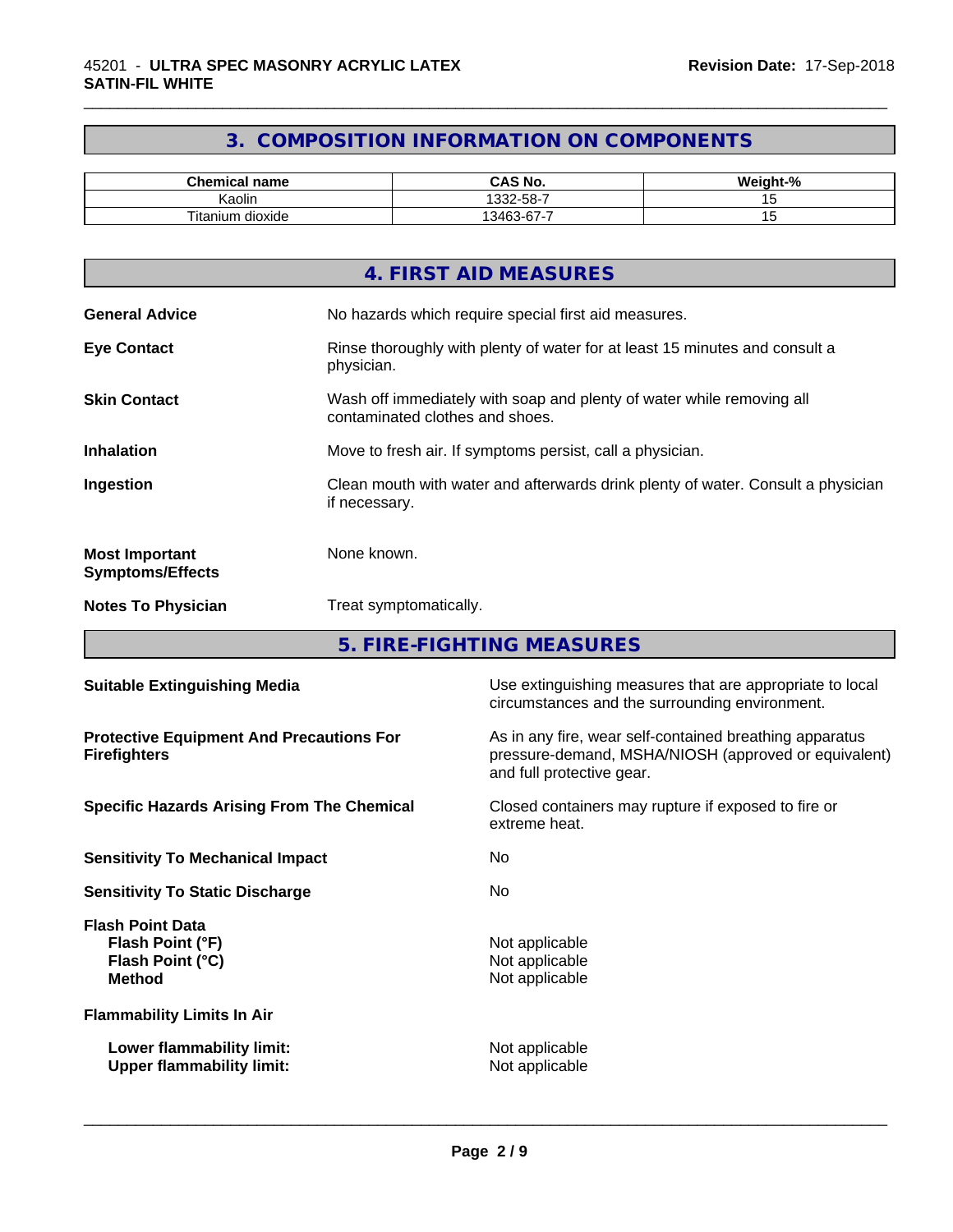## 3. COMPOSITION INFORMATION ON COMPONENTS

| Chemical name | CAS No. | Weight-% |
|---|---|---|
| Kaolin | 1332-58-7 | 15 |
| Titanium dioxide | 13463-67-7 | 15 |

## 4. FIRST AID MEASURES

**General Advice** No hazards which require special first aid measures.

**Eye Contact** Rinse thoroughly with plenty of water for at least 15 minutes and consult a physician.

**Skin Contact** Wash off immediately with soap and plenty of water while removing all contaminated clothes and shoes.

**Inhalation** Move to fresh air. If symptoms persist, call a physician.

**Ingestion** Clean mouth with water and afterwards drink plenty of water. Consult a physician if necessary.

**Most Important Symptoms/Effects** None known.

**Notes To Physician** Treat symptomatically.

## 5. FIRE-FIGHTING MEASURES

**Suitable Extinguishing Media** Use extinguishing measures that are appropriate to local circumstances and the surrounding environment.

**Protective Equipment And Precautions For Firefighters** As in any fire, wear self-contained breathing apparatus pressure-demand, MSHA/NIOSH (approved or equivalent) and full protective gear.

**Specific Hazards Arising From The Chemical** Closed containers may rupture if exposed to fire or extreme heat.

**Sensitivity To Mechanical Impact** No

**Sensitivity To Static Discharge** No

**Flash Point Data**
- **Flash Point (°F)** Not applicable
- **Flash Point (°C)** Not applicable
- **Method** Not applicable

**Flammability Limits In Air**
- **Lower flammability limit:** Not applicable
- **Upper flammability limit:** Not applicable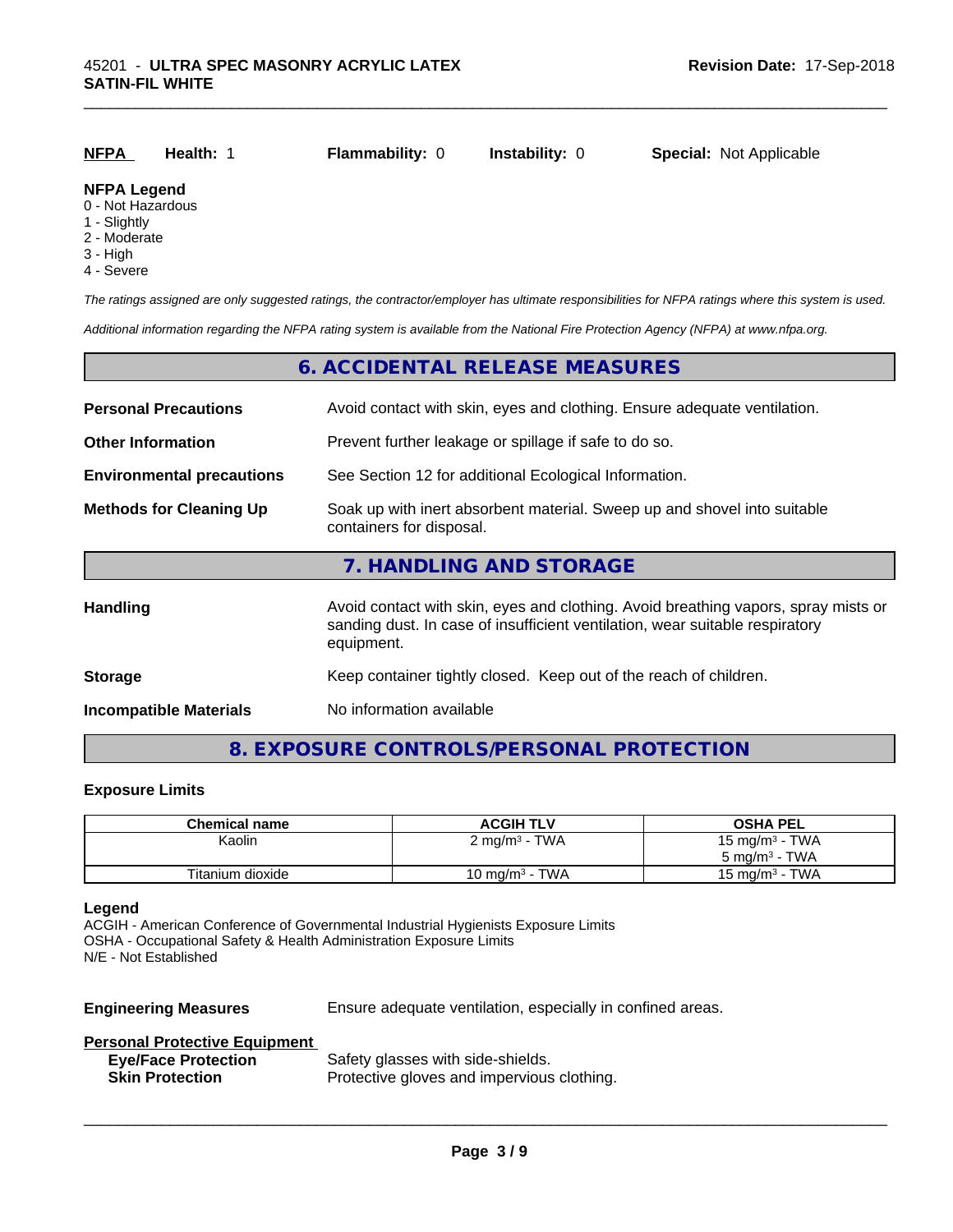| NFPA | Health: 1 | Flammability: 0 | Instability: 0 | Special: Not Applicable |
|---|---|---|---|---|

**NFPA Legend**
0 - Not Hazardous
1 - Slightly
2 - Moderate
3 - High
4 - Severe

*The ratings assigned are only suggested ratings, the contractor/employer has ultimate responsibilities for NFPA ratings where this system is used.*

*Additional information regarding the NFPA rating system is available from the National Fire Protection Agency (NFPA) at www.nfpa.org.*

## 6. ACCIDENTAL RELEASE MEASURES

**Personal Precautions** — Avoid contact with skin, eyes and clothing. Ensure adequate ventilation.

**Other Information** — Prevent further leakage or spillage if safe to do so.

**Environmental precautions** — See Section 12 for additional Ecological Information.

**Methods for Cleaning Up** — Soak up with inert absorbent material. Sweep up and shovel into suitable containers for disposal.

## 7. HANDLING AND STORAGE

**Handling** — Avoid contact with skin, eyes and clothing. Avoid breathing vapors, spray mists or sanding dust. In case of insufficient ventilation, wear suitable respiratory equipment.

**Storage** — Keep container tightly closed. Keep out of the reach of children.

**Incompatible Materials** — No information available

## 8. EXPOSURE CONTROLS/PERSONAL PROTECTION

### Exposure Limits

| Chemical name | ACGIH TLV | OSHA PEL |
|---|---|---|
| Kaolin | 2 mg/m³ - TWA | 15 mg/m³ - TWA<br>5 mg/m³ - TWA |
| Titanium dioxide | 10 mg/m³ - TWA | 15 mg/m³ - TWA |

**Legend**
ACGIH - American Conference of Governmental Industrial Hygienists Exposure Limits
OSHA - Occupational Safety & Health Administration Exposure Limits
N/E - Not Established

**Engineering Measures** — Ensure adequate ventilation, especially in confined areas.

**Personal Protective Equipment**

**Eye/Face Protection** — Safety glasses with side-shields.

**Skin Protection** — Protective gloves and impervious clothing.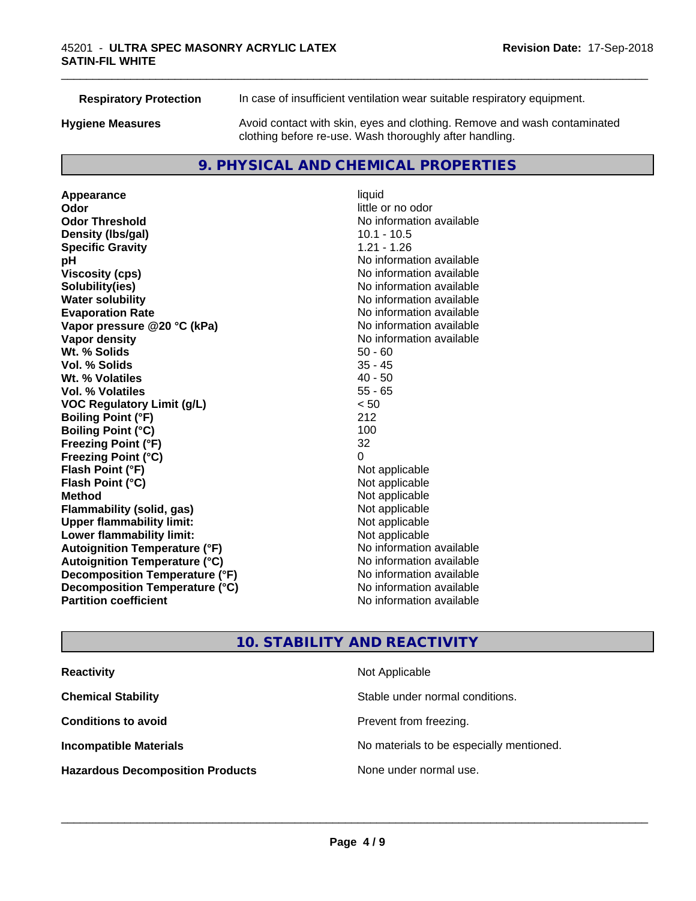| | |
|---|---|
| **Respiratory Protection** | In case of insufficient ventilation wear suitable respiratory equipment. |
| **Hygiene Measures** | Avoid contact with skin, eyes and clothing. Remove and wash contaminated clothing before re-use. Wash thoroughly after handling. |

## 9. PHYSICAL AND CHEMICAL PROPERTIES

| | |
|---|---|
| **Appearance** | liquid |
| **Odor** | little or no odor |
| **Odor Threshold** | No information available |
| **Density (lbs/gal)** | 10.1 - 10.5 |
| **Specific Gravity** | 1.21 - 1.26 |
| **pH** | No information available |
| **Viscosity (cps)** | No information available |
| **Solubility(ies)** | No information available |
| **Water solubility** | No information available |
| **Evaporation Rate** | No information available |
| **Vapor pressure @20 °C (kPa)** | No information available |
| **Vapor density** | No information available |
| **Wt. % Solids** | 50 - 60 |
| **Vol. % Solids** | 35 - 45 |
| **Wt. % Volatiles** | 40 - 50 |
| **Vol. % Volatiles** | 55 - 65 |
| **VOC Regulatory Limit (g/L)** | < 50 |
| **Boiling Point (°F)** | 212 |
| **Boiling Point (°C)** | 100 |
| **Freezing Point (°F)** | 32 |
| **Freezing Point (°C)** | 0 |
| **Flash Point (°F)** | Not applicable |
| **Flash Point (°C)** | Not applicable |
| **Method** | Not applicable |
| **Flammability (solid, gas)** | Not applicable |
| **Upper flammability limit:** | Not applicable |
| **Lower flammability limit:** | Not applicable |
| **Autoignition Temperature (°F)** | No information available |
| **Autoignition Temperature (°C)** | No information available |
| **Decomposition Temperature (°F)** | No information available |
| **Decomposition Temperature (°C)** | No information available |
| **Partition coefficient** | No information available |

## 10. STABILITY AND REACTIVITY

| | |
|---|---|
| **Reactivity** | Not Applicable |
| **Chemical Stability** | Stable under normal conditions. |
| **Conditions to avoid** | Prevent from freezing. |
| **Incompatible Materials** | No materials to be especially mentioned. |
| **Hazardous Decomposition Products** | None under normal use. |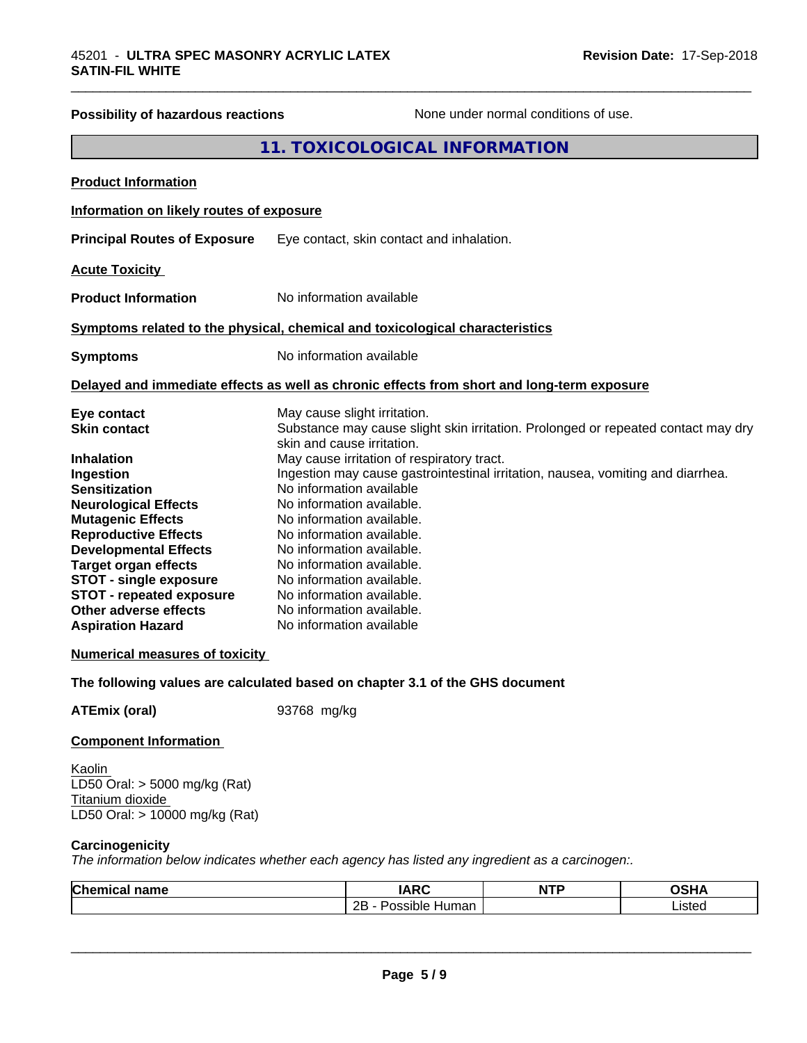**Possibility of hazardous reactions** None under normal conditions of use.

## 11. TOXICOLOGICAL INFORMATION

**Product Information**

**Information on likely routes of exposure**

**Principal Routes of Exposure** Eye contact, skin contact and inhalation.

**Acute Toxicity**

**Product Information** No information available

**Symptoms related to the physical, chemical and toxicological characteristics**

**Symptoms** No information available

**Delayed and immediate effects as well as chronic effects from short and long-term exposure**

**Eye contact** May cause slight irritation.
**Skin contact** Substance may cause slight skin irritation. Prolonged or repeated contact may dry skin and cause irritation.
**Inhalation** May cause irritation of respiratory tract.
**Ingestion** Ingestion may cause gastrointestinal irritation, nausea, vomiting and diarrhea.
**Sensitization** No information available
**Neurological Effects** No information available.
**Mutagenic Effects** No information available.
**Reproductive Effects** No information available.
**Developmental Effects** No information available.
**Target organ effects** No information available.
**STOT - single exposure** No information available.
**STOT - repeated exposure** No information available.
**Other adverse effects** No information available.
**Aspiration Hazard** No information available

**Numerical measures of toxicity**

**The following values are calculated based on chapter 3.1 of the GHS document**

**ATEmix (oral)** 93768 mg/kg

**Component Information**

Kaolin
LD50 Oral: > 5000 mg/kg (Rat)
Titanium dioxide
LD50 Oral: > 10000 mg/kg (Rat)

**Carcinogenicity**
*The information below indicates whether each agency has listed any ingredient as a carcinogen:.*

| Chemical name | IARC | NTP | OSHA |
|---|---|---|---|
| | 2B - Possible Human | | Listed |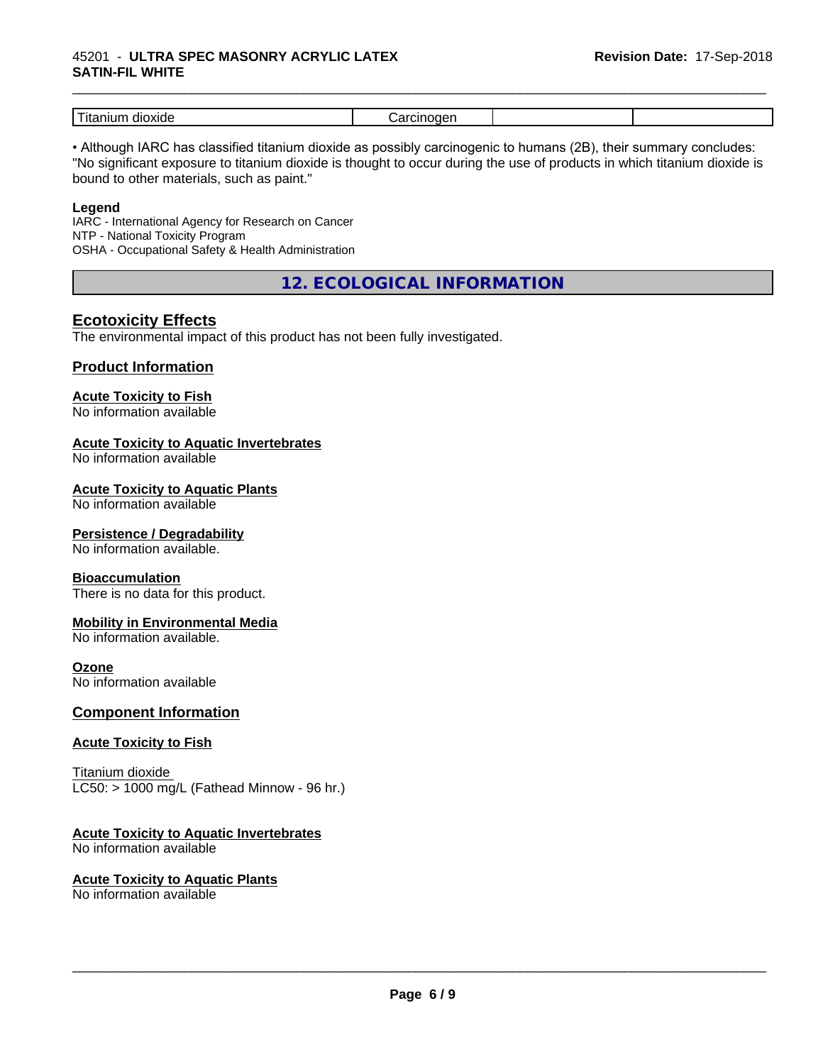| Titanium dioxide | Carcinogen | | |
|---|---|---|---|

• Although IARC has classified titanium dioxide as possibly carcinogenic to humans (2B), their summary concludes: "No significant exposure to titanium dioxide is thought to occur during the use of products in which titanium dioxide is bound to other materials, such as paint."

**Legend**

IARC - International Agency for Research on Cancer
NTP - National Toxicity Program
OSHA - Occupational Safety & Health Administration

## 12. ECOLOGICAL INFORMATION

### Ecotoxicity Effects

The environmental impact of this product has not been fully investigated.

### Product Information

**Acute Toxicity to Fish**
No information available

**Acute Toxicity to Aquatic Invertebrates**
No information available

**Acute Toxicity to Aquatic Plants**
No information available

**Persistence / Degradability**
No information available.

**Bioaccumulation**
There is no data for this product.

**Mobility in Environmental Media**
No information available.

**Ozone**
No information available

### Component Information

**Acute Toxicity to Fish**

Titanium dioxide
LC50: > 1000 mg/L (Fathead Minnow - 96 hr.)

**Acute Toxicity to Aquatic Invertebrates**
No information available

**Acute Toxicity to Aquatic Plants**
No information available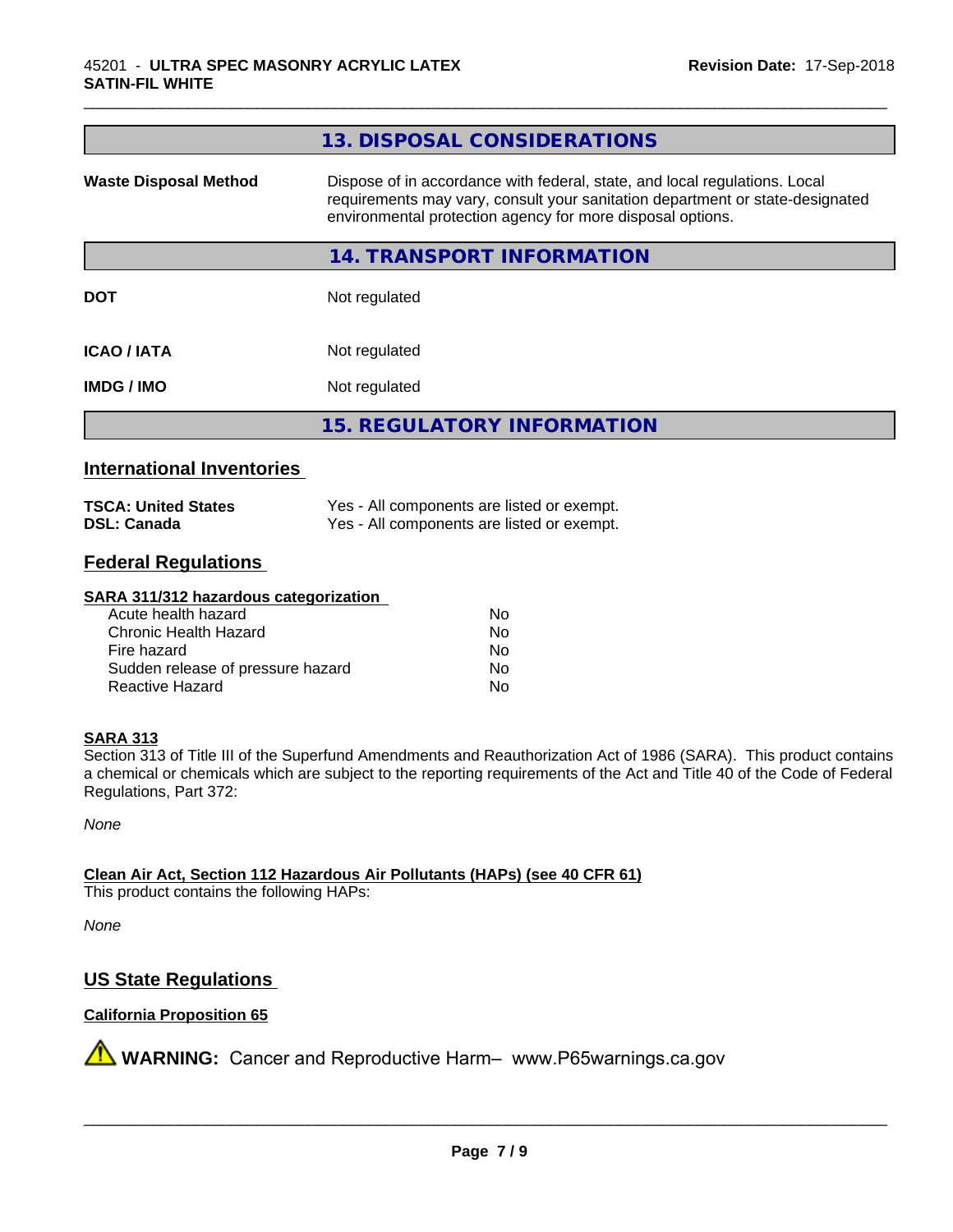## 13. DISPOSAL CONSIDERATIONS

**Waste Disposal Method** Dispose of in accordance with federal, state, and local regulations. Local requirements may vary, consult your sanitation department or state-designated environmental protection agency for more disposal options.

## 14. TRANSPORT INFORMATION

| | |
|---|---|
| **DOT** | Not regulated |
| **ICAO / IATA** | Not regulated |
| **IMDG / IMO** | Not regulated |

## 15. REGULATORY INFORMATION

### International Inventories

| | |
|---|---|
| **TSCA: United States** | Yes - All components are listed or exempt. |
| **DSL: Canada** | Yes - All components are listed or exempt. |

### Federal Regulations

**SARA 311/312 hazardous categorization**

| | |
|---|---|
| Acute health hazard | No |
| Chronic Health Hazard | No |
| Fire hazard | No |
| Sudden release of pressure hazard | No |
| Reactive Hazard | No |

**SARA 313**

Section 313 of Title III of the Superfund Amendments and Reauthorization Act of 1986 (SARA). This product contains a chemical or chemicals which are subject to the reporting requirements of the Act and Title 40 of the Code of Federal Regulations, Part 372:

*None*

**Clean Air Act, Section 112 Hazardous Air Pollutants (HAPs) (see 40 CFR 61)**

This product contains the following HAPs:

*None*

### US State Regulations

**California Proposition 65**

⚠ **WARNING:** Cancer and Reproductive Harm– www.P65warnings.ca.gov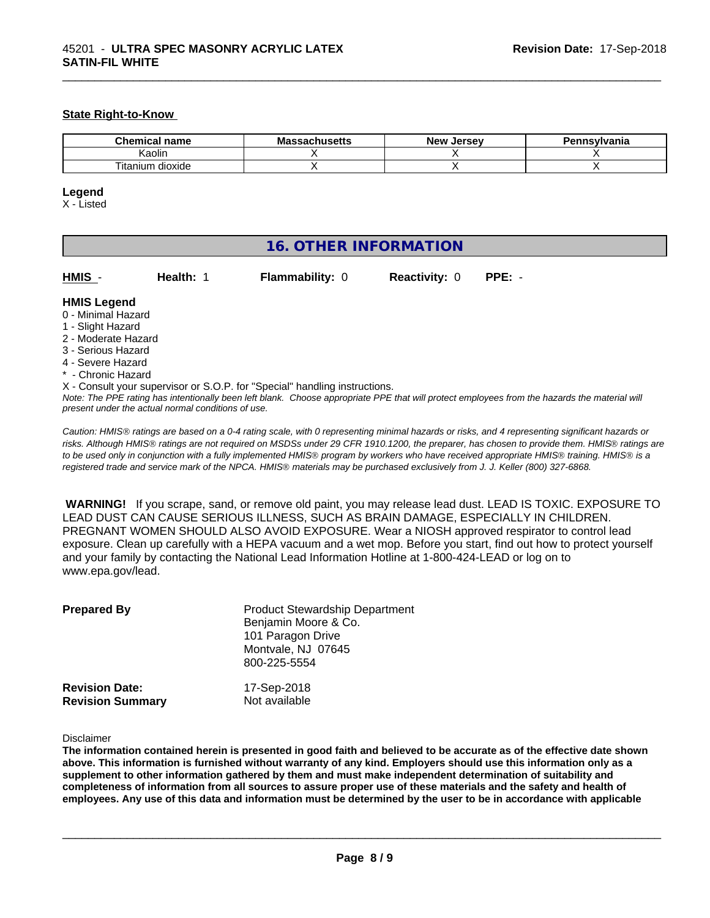### State Right-to-Know

| Chemical name | Massachusetts | New Jersey | Pennsylvania |
| --- | --- | --- | --- |
| Kaolin | X | X | X |
| Titanium dioxide | X | X | X |

**Legend**
X - Listed

## 16. OTHER INFORMATION

**HMIS** - **Health:** 1 **Flammability:** 0 **Reactivity:** 0 **PPE:** -

**HMIS Legend**
0 - Minimal Hazard
1 - Slight Hazard
2 - Moderate Hazard
3 - Serious Hazard
4 - Severe Hazard
* - Chronic Hazard
X - Consult your supervisor or S.O.P. for "Special" handling instructions.

*Note: The PPE rating has intentionally been left blank. Choose appropriate PPE that will protect employees from the hazards the material will present under the actual normal conditions of use.*

*Caution: HMIS® ratings are based on a 0-4 rating scale, with 0 representing minimal hazards or risks, and 4 representing significant hazards or risks. Although HMIS® ratings are not required on MSDSs under 29 CFR 1910.1200, the preparer, has chosen to provide them. HMIS® ratings are to be used only in conjunction with a fully implemented HMIS® program by workers who have received appropriate HMIS® training. HMIS® is a registered trade and service mark of the NPCA. HMIS® materials may be purchased exclusively from J. J. Keller (800) 327-6868.*

**WARNING!** If you scrape, sand, or remove old paint, you may release lead dust. LEAD IS TOXIC. EXPOSURE TO LEAD DUST CAN CAUSE SERIOUS ILLNESS, SUCH AS BRAIN DAMAGE, ESPECIALLY IN CHILDREN. PREGNANT WOMEN SHOULD ALSO AVOID EXPOSURE. Wear a NIOSH approved respirator to control lead exposure. Clean up carefully with a HEPA vacuum and a wet mop. Before you start, find out how to protect yourself and your family by contacting the National Lead Information Hotline at 1-800-424-LEAD or log on to www.epa.gov/lead.

**Prepared By** Product Stewardship Department
Benjamin Moore & Co.
101 Paragon Drive
Montvale, NJ 07645
800-225-5554

**Revision Date:** 17-Sep-2018
**Revision Summary** Not available

Disclaimer

**The information contained herein is presented in good faith and believed to be accurate as of the effective date shown above. This information is furnished without warranty of any kind. Employers should use this information only as a supplement to other information gathered by them and must make independent determination of suitability and completeness of information from all sources to assure proper use of these materials and the safety and health of employees. Any use of this data and information must be determined by the user to be in accordance with applicable**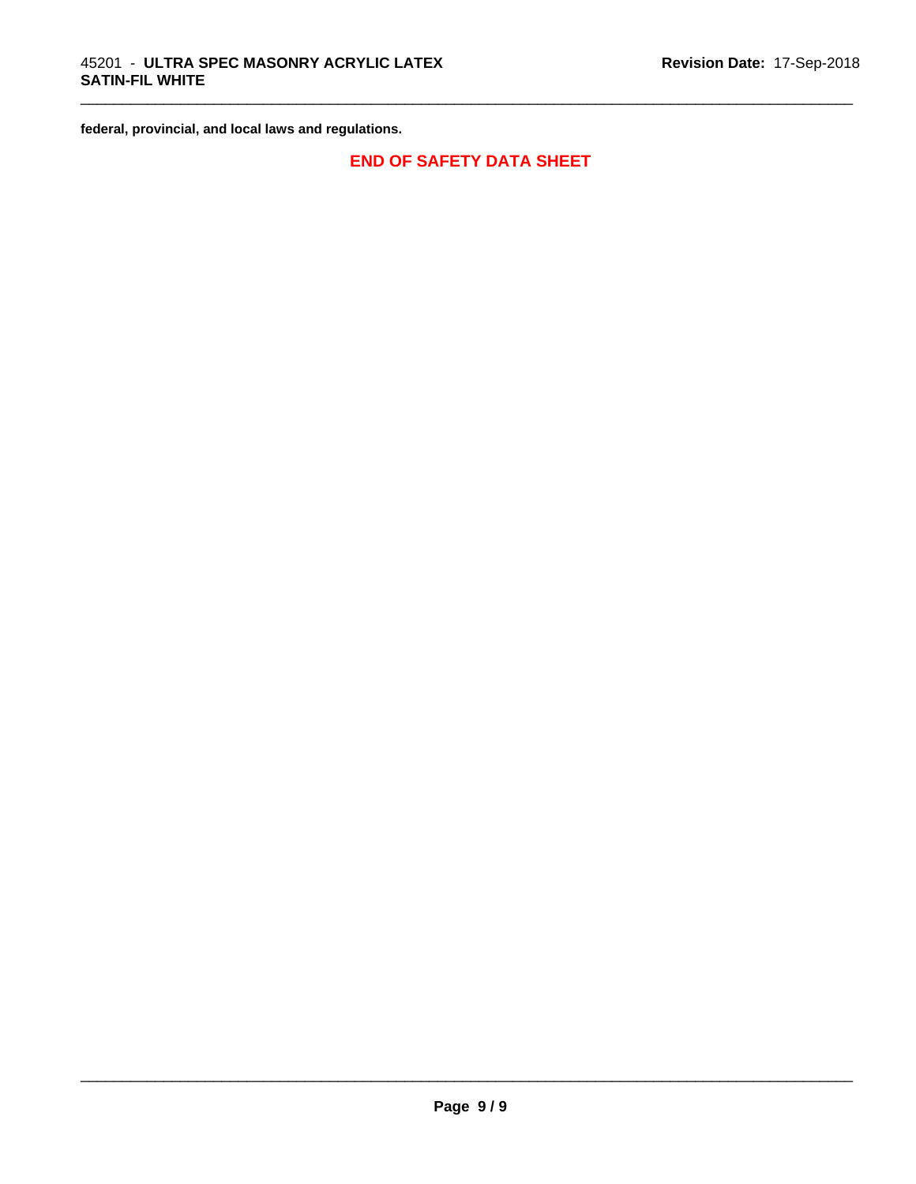**federal, provincial, and local laws and regulations.**

**END OF SAFETY DATA SHEET**